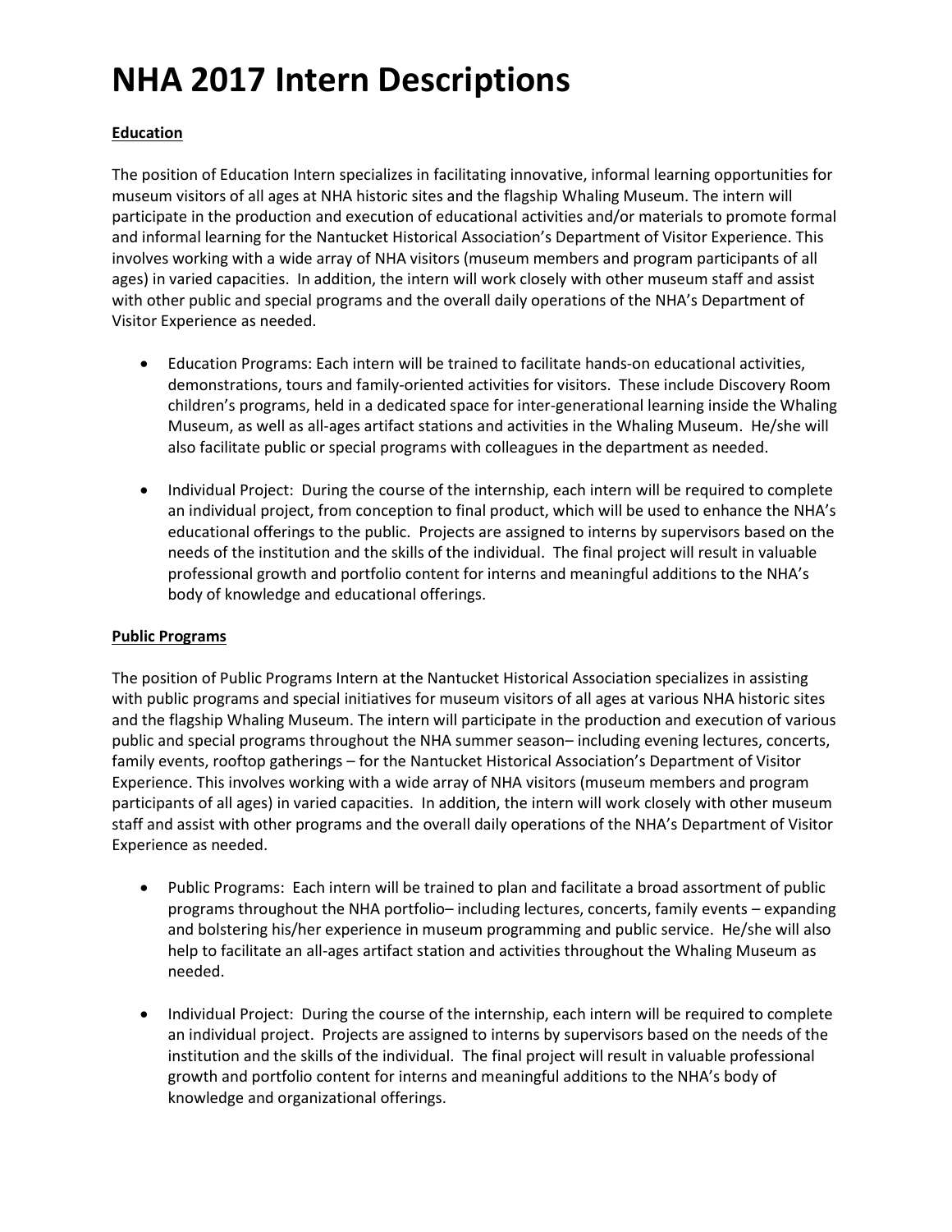# NHA 2017 Intern Descriptions

**Education**

The position of Education Intern specializes in facilitating innovative, informal learning opportunities for museum visitors of all ages at NHA historic sites and the flagship Whaling Museum. The intern will participate in the production and execution of educational activities and/or materials to promote formal and informal learning for the Nantucket Historical Association's Department of Visitor Experience. This involves working with a wide array of NHA visitors (museum members and program participants of all ages) in varied capacities. In addition, the intern will work closely with other museum staff and assist with other public and special programs and the overall daily operations of the NHA's Department of Visitor Experience as needed.

- Education Programs: Each intern will be trained to facilitate hands-on educational activities, demonstrations, tours and family-oriented activities for visitors. These include Discovery Room children's programs, held in a dedicated space for inter-generational learning inside the Whaling Museum, as well as all-ages artifact stations and activities in the Whaling Museum. He/she will also facilitate public or special programs with colleagues in the department as needed.

- Individual Project: During the course of the internship, each intern will be required to complete an individual project, from conception to final product, which will be used to enhance the NHA's educational offerings to the public. Projects are assigned to interns by supervisors based on the needs of the institution and the skills of the individual. The final project will result in valuable professional growth and portfolio content for interns and meaningful additions to the NHA's body of knowledge and educational offerings.

**Public Programs**

The position of Public Programs Intern at the Nantucket Historical Association specializes in assisting with public programs and special initiatives for museum visitors of all ages at various NHA historic sites and the flagship Whaling Museum. The intern will participate in the production and execution of various public and special programs throughout the NHA summer season– including evening lectures, concerts, family events, rooftop gatherings – for the Nantucket Historical Association's Department of Visitor Experience. This involves working with a wide array of NHA visitors (museum members and program participants of all ages) in varied capacities. In addition, the intern will work closely with other museum staff and assist with other programs and the overall daily operations of the NHA's Department of Visitor Experience as needed.

- Public Programs: Each intern will be trained to plan and facilitate a broad assortment of public programs throughout the NHA portfolio– including lectures, concerts, family events – expanding and bolstering his/her experience in museum programming and public service. He/she will also help to facilitate an all-ages artifact station and activities throughout the Whaling Museum as needed.

- Individual Project: During the course of the internship, each intern will be required to complete an individual project. Projects are assigned to interns by supervisors based on the needs of the institution and the skills of the individual. The final project will result in valuable professional growth and portfolio content for interns and meaningful additions to the NHA's body of knowledge and organizational offerings.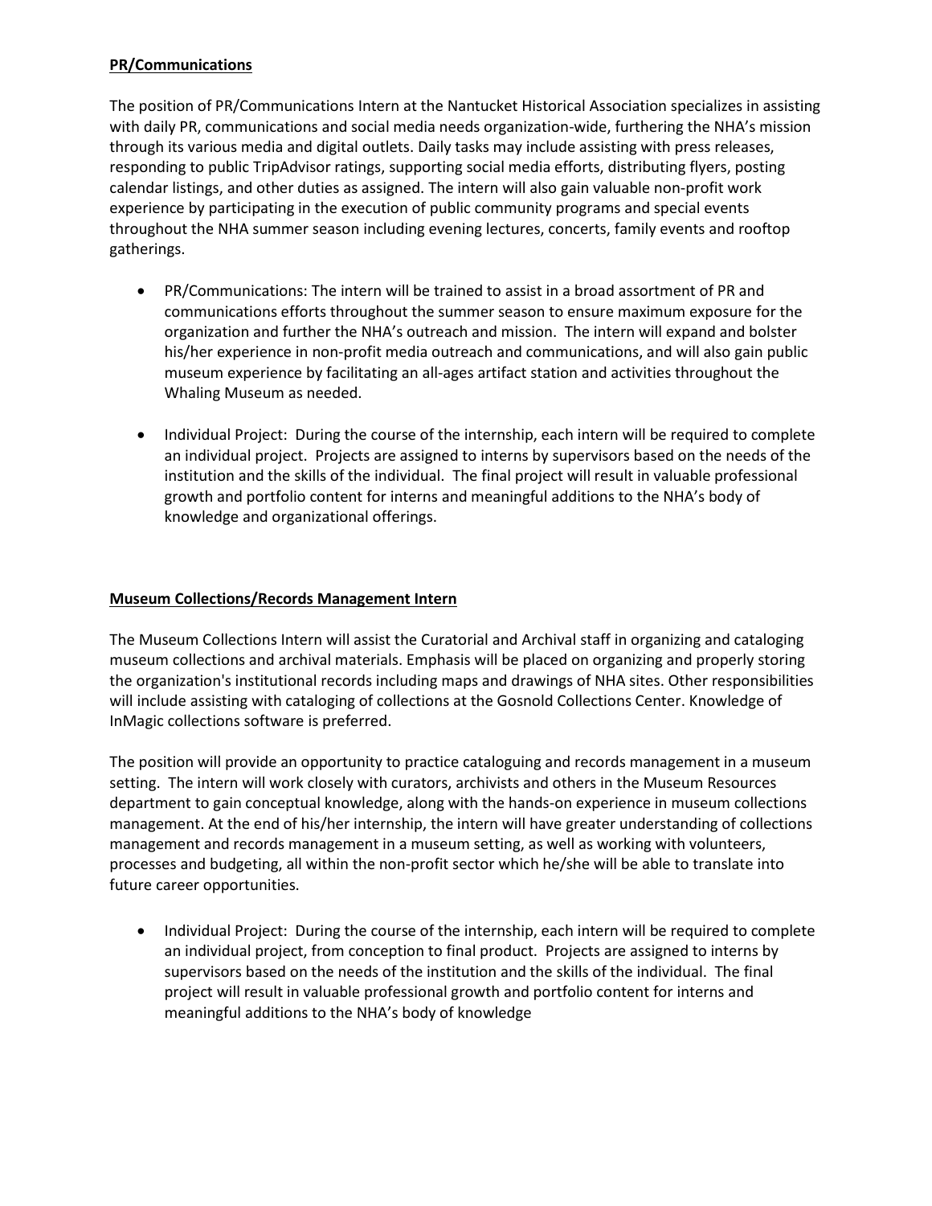**PR/Communications**

The position of PR/Communications Intern at the Nantucket Historical Association specializes in assisting with daily PR, communications and social media needs organization-wide, furthering the NHA's mission through its various media and digital outlets. Daily tasks may include assisting with press releases, responding to public TripAdvisor ratings, supporting social media efforts, distributing flyers, posting calendar listings, and other duties as assigned. The intern will also gain valuable non-profit work experience by participating in the execution of public community programs and special events throughout the NHA summer season including evening lectures, concerts, family events and rooftop gatherings.

- PR/Communications: The intern will be trained to assist in a broad assortment of PR and communications efforts throughout the summer season to ensure maximum exposure for the organization and further the NHA's outreach and mission. The intern will expand and bolster his/her experience in non-profit media outreach and communications, and will also gain public museum experience by facilitating an all-ages artifact station and activities throughout the Whaling Museum as needed.

- Individual Project: During the course of the internship, each intern will be required to complete an individual project. Projects are assigned to interns by supervisors based on the needs of the institution and the skills of the individual. The final project will result in valuable professional growth and portfolio content for interns and meaningful additions to the NHA's body of knowledge and organizational offerings.

**Museum Collections/Records Management Intern**

The Museum Collections Intern will assist the Curatorial and Archival staff in organizing and cataloging museum collections and archival materials. Emphasis will be placed on organizing and properly storing the organization's institutional records including maps and drawings of NHA sites. Other responsibilities will include assisting with cataloging of collections at the Gosnold Collections Center. Knowledge of InMagic collections software is preferred.

The position will provide an opportunity to practice cataloguing and records management in a museum setting. The intern will work closely with curators, archivists and others in the Museum Resources department to gain conceptual knowledge, along with the hands-on experience in museum collections management. At the end of his/her internship, the intern will have greater understanding of collections management and records management in a museum setting, as well as working with volunteers, processes and budgeting, all within the non-profit sector which he/she will be able to translate into future career opportunities.

- Individual Project: During the course of the internship, each intern will be required to complete an individual project, from conception to final product. Projects are assigned to interns by supervisors based on the needs of the institution and the skills of the individual. The final project will result in valuable professional growth and portfolio content for interns and meaningful additions to the NHA's body of knowledge